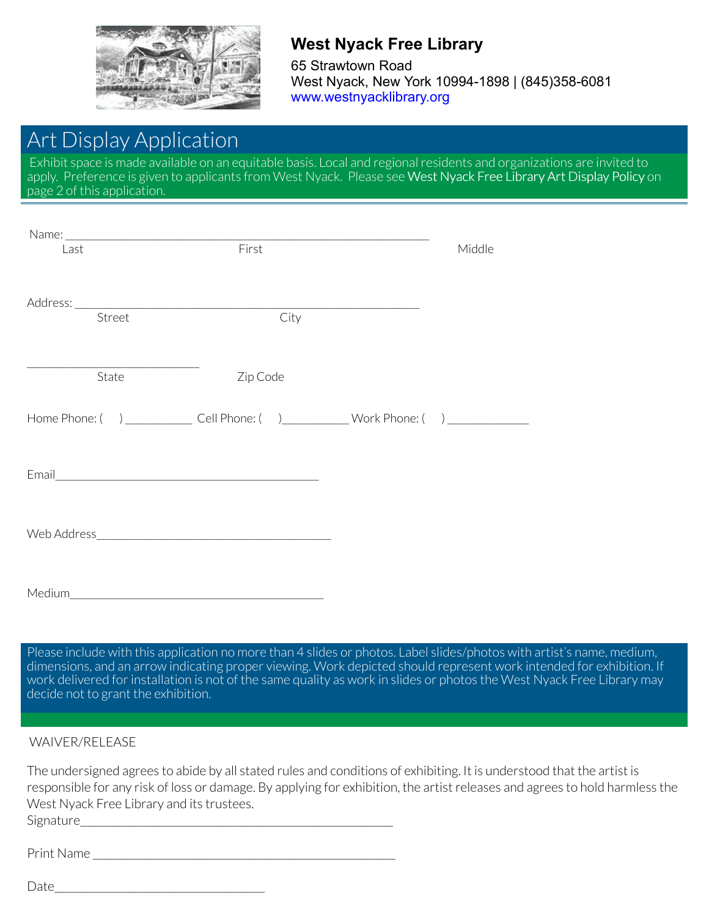**West Nyack Free Library**

65 Strawtown Road
West Nyack, New York 10994-1898 | (845)358-6081
www.westnyacklibrary.org

# Art Display Application

Exhibit space is made available on an equitable basis. Local and regional residents and organizations are invited to apply. Preference is given to applicants from West Nyack. Please see West Nyack Free Library Art Display Policy on page 2 of this application.

Name: ____________________________________________________________
Last First Middle

Address: _________________________________________________________
Street City

____________________________
State Zip Code

Home Phone: ( ) ___________ Cell Phone: ( )___________ Work Phone: ( ) _____________

Email____________________________________________

Web Address_______________________________________

Medium__________________________________________

Please include with this application no more than 4 slides or photos. Label slides/photos with artist's name, medium, dimensions, and an arrow indicating proper viewing. Work depicted should represent work intended for exhibition. If work delivered for installation is not of the same quality as work in slides or photos the West Nyack Free Library may decide not to grant the exhibition.

WAIVER/RELEASE

The undersigned agrees to abide by all stated rules and conditions of exhibiting. It is understood that the artist is responsible for any risk of loss or damage. By applying for exhibition, the artist releases and agrees to hold harmless the West Nyack Free Library and its trustees.

Signature__________________________________________________

Print Name _________________________________________________

Date__________________________________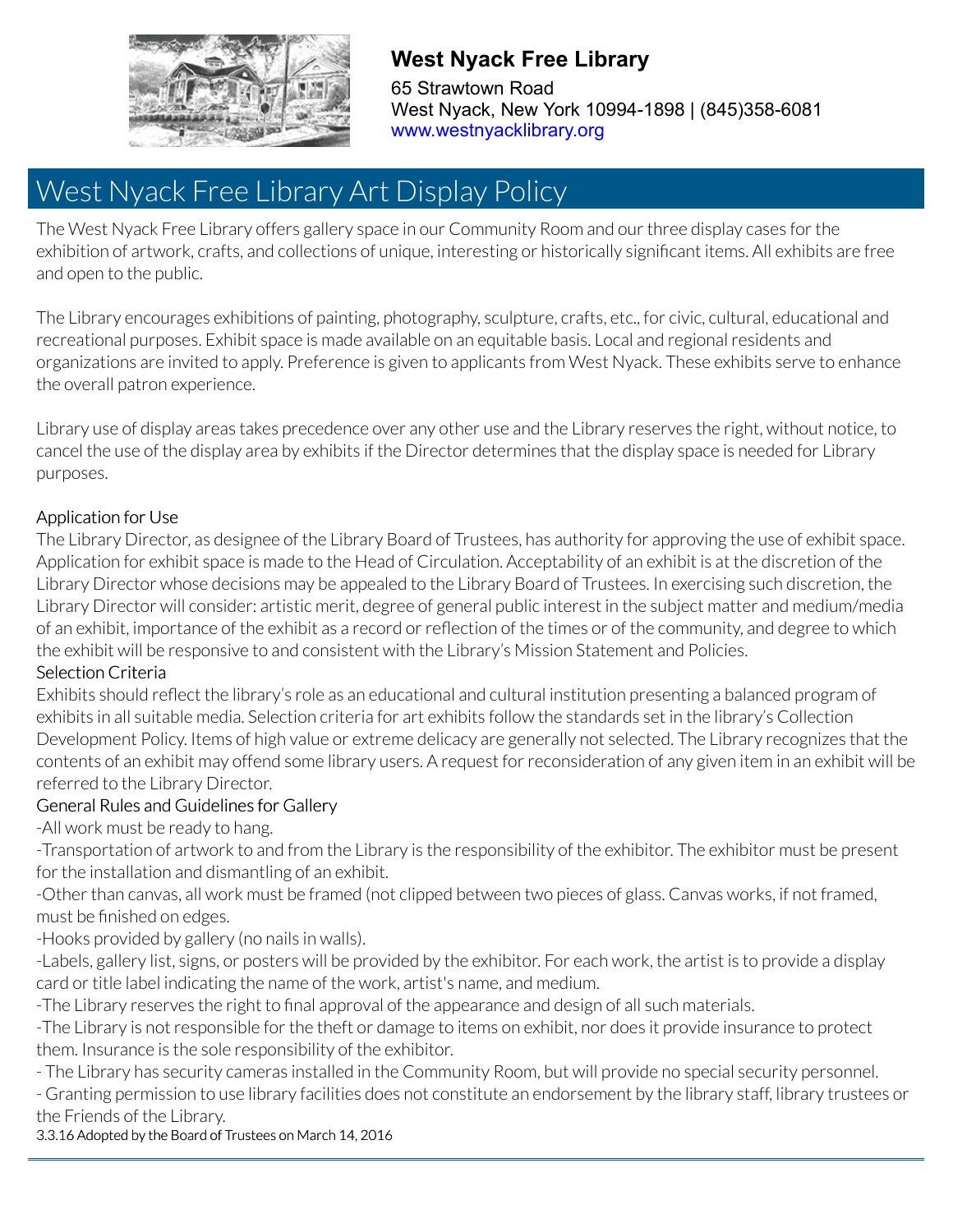**West Nyack Free Library**

65 Strawtown Road
West Nyack, New York 10994-1898 | (845)358-6081
www.westnyacklibrary.org

# West Nyack Free Library Art Display Policy

The West Nyack Free Library offers gallery space in our Community Room and our three display cases for the exhibition of artwork, crafts, and collections of unique, interesting or historically significant items. All exhibits are free and open to the public.

The Library encourages exhibitions of painting, photography, sculpture, crafts, etc., for civic, cultural, educational and recreational purposes. Exhibit space is made available on an equitable basis. Local and regional residents and organizations are invited to apply. Preference is given to applicants from West Nyack. These exhibits serve to enhance the overall patron experience.

Library use of display areas takes precedence over any other use and the Library reserves the right, without notice, to cancel the use of the display area by exhibits if the Director determines that the display space is needed for Library purposes.

## Application for Use

The Library Director, as designee of the Library Board of Trustees, has authority for approving the use of exhibit space. Application for exhibit space is made to the Head of Circulation. Acceptability of an exhibit is at the discretion of the Library Director whose decisions may be appealed to the Library Board of Trustees. In exercising such discretion, the Library Director will consider: artistic merit, degree of general public interest in the subject matter and medium/media of an exhibit, importance of the exhibit as a record or reflection of the times or of the community, and degree to which the exhibit will be responsive to and consistent with the Library's Mission Statement and Policies.

## Selection Criteria

Exhibits should reflect the library's role as an educational and cultural institution presenting a balanced program of exhibits in all suitable media. Selection criteria for art exhibits follow the standards set in the library's Collection Development Policy. Items of high value or extreme delicacy are generally not selected. The Library recognizes that the contents of an exhibit may offend some library users. A request for reconsideration of any given item in an exhibit will be referred to the Library Director.

## General Rules and Guidelines for Gallery

-All work must be ready to hang.

-Transportation of artwork to and from the Library is the responsibility of the exhibitor. The exhibitor must be present for the installation and dismantling of an exhibit.

-Other than canvas, all work must be framed (not clipped between two pieces of glass. Canvas works, if not framed, must be finished on edges.

-Hooks provided by gallery (no nails in walls).

-Labels, gallery list, signs, or posters will be provided by the exhibitor. For each work, the artist is to provide a display card or title label indicating the name of the work, artist's name, and medium.

-The Library reserves the right to final approval of the appearance and design of all such materials.

-The Library is not responsible for the theft or damage to items on exhibit, nor does it provide insurance to protect them. Insurance is the sole responsibility of the exhibitor.

- The Library has security cameras installed in the Community Room, but will provide no special security personnel.

- Granting permission to use library facilities does not constitute an endorsement by the library staff, library trustees or the Friends of the Library.

3.3.16 Adopted by the Board of Trustees on March 14, 2016